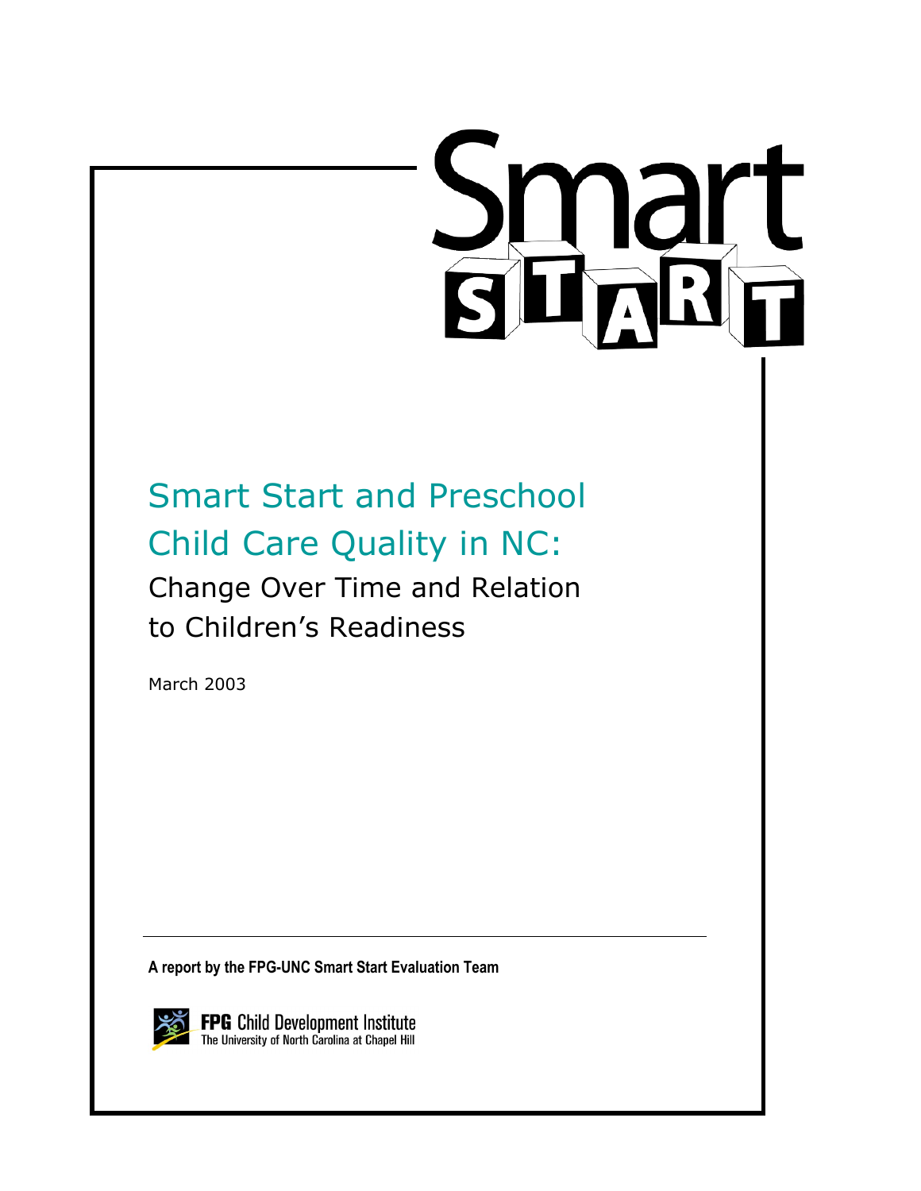# Smart Start

# Smart Start and Preschool Child Care Quality in NC:

## Change Over Time and Relation to Children's Readiness

March 2003

---

**A report by the FPG-UNC Smart Start Evaluation Team**

**FPG** Child Development Institute
The University of North Carolina at Chapel Hill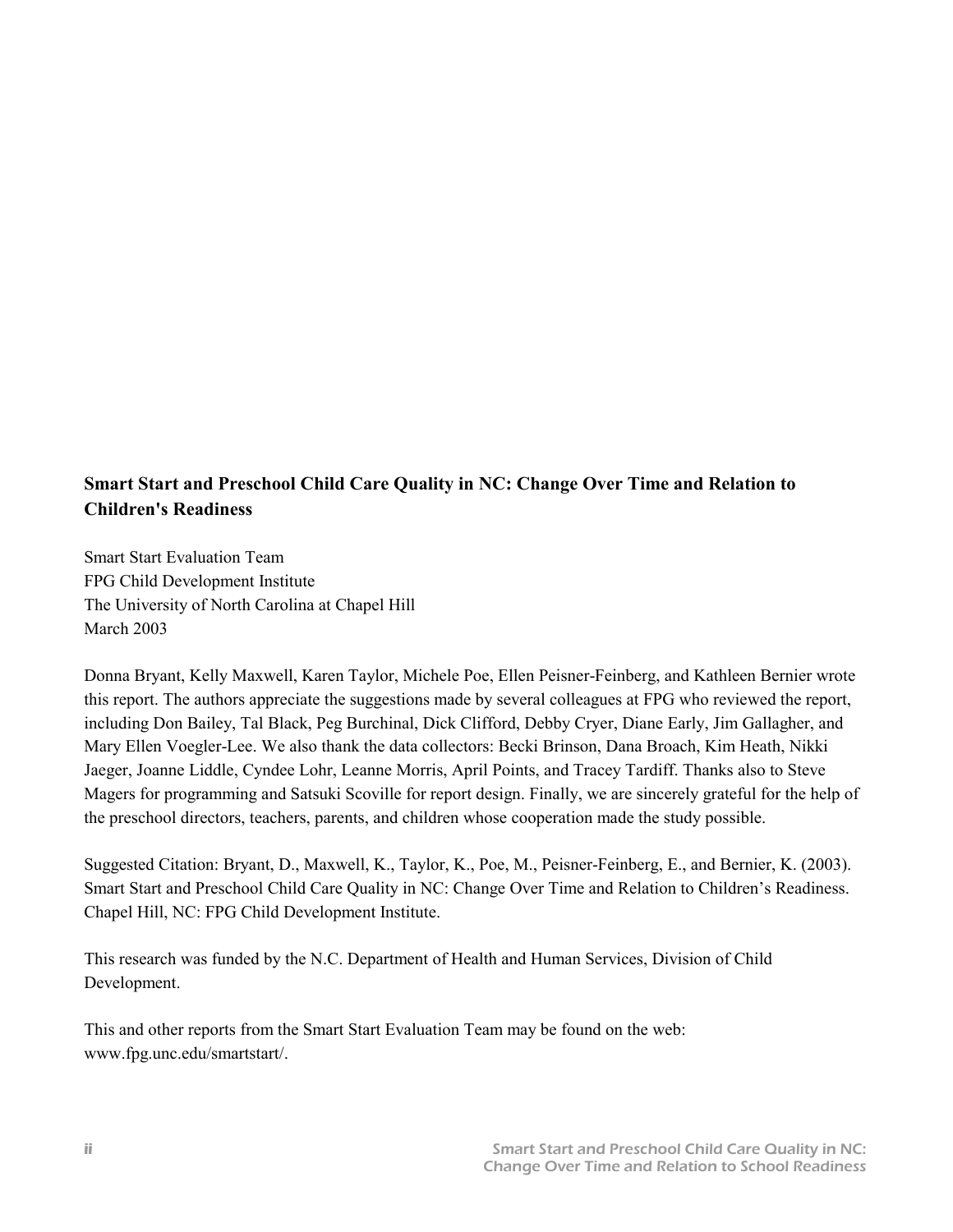**Smart Start and Preschool Child Care Quality in NC: Change Over Time and Relation to Children's Readiness**

Smart Start Evaluation Team
FPG Child Development Institute
The University of North Carolina at Chapel Hill
March 2003

Donna Bryant, Kelly Maxwell, Karen Taylor, Michele Poe, Ellen Peisner-Feinberg, and Kathleen Bernier wrote this report. The authors appreciate the suggestions made by several colleagues at FPG who reviewed the report, including Don Bailey, Tal Black, Peg Burchinal, Dick Clifford, Debby Cryer, Diane Early, Jim Gallagher, and Mary Ellen Voegler-Lee. We also thank the data collectors: Becki Brinson, Dana Broach, Kim Heath, Nikki Jaeger, Joanne Liddle, Cyndee Lohr, Leanne Morris, April Points, and Tracey Tardiff. Thanks also to Steve Magers for programming and Satsuki Scoville for report design. Finally, we are sincerely grateful for the help of the preschool directors, teachers, parents, and children whose cooperation made the study possible.

Suggested Citation: Bryant, D., Maxwell, K., Taylor, K., Poe, M., Peisner-Feinberg, E., and Bernier, K. (2003). Smart Start and Preschool Child Care Quality in NC: Change Over Time and Relation to Children's Readiness. Chapel Hill, NC: FPG Child Development Institute.

This research was funded by the N.C. Department of Health and Human Services, Division of Child Development.

This and other reports from the Smart Start Evaluation Team may be found on the web: www.fpg.unc.edu/smartstart/.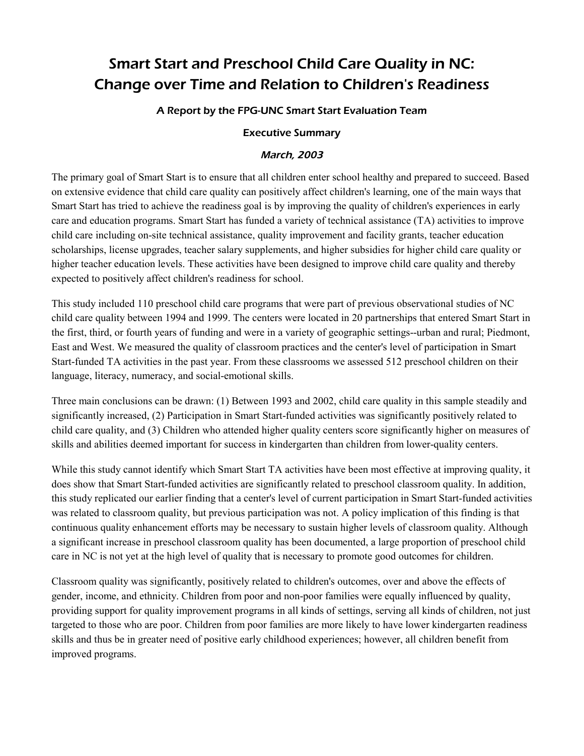# Smart Start and Preschool Child Care Quality in NC: Change over Time and Relation to Children's Readiness

### A Report by the FPG-UNC Smart Start Evaluation Team

### Executive Summary

### *March, 2003*

The primary goal of Smart Start is to ensure that all children enter school healthy and prepared to succeed. Based on extensive evidence that child care quality can positively affect children's learning, one of the main ways that Smart Start has tried to achieve the readiness goal is by improving the quality of children's experiences in early care and education programs. Smart Start has funded a variety of technical assistance (TA) activities to improve child care including on-site technical assistance, quality improvement and facility grants, teacher education scholarships, license upgrades, teacher salary supplements, and higher subsidies for higher child care quality or higher teacher education levels. These activities have been designed to improve child care quality and thereby expected to positively affect children's readiness for school.

This study included 110 preschool child care programs that were part of previous observational studies of NC child care quality between 1994 and 1999. The centers were located in 20 partnerships that entered Smart Start in the first, third, or fourth years of funding and were in a variety of geographic settings--urban and rural; Piedmont, East and West. We measured the quality of classroom practices and the center's level of participation in Smart Start-funded TA activities in the past year. From these classrooms we assessed 512 preschool children on their language, literacy, numeracy, and social-emotional skills.

Three main conclusions can be drawn: (1) Between 1993 and 2002, child care quality in this sample steadily and significantly increased, (2) Participation in Smart Start-funded activities was significantly positively related to child care quality, and (3) Children who attended higher quality centers score significantly higher on measures of skills and abilities deemed important for success in kindergarten than children from lower-quality centers.

While this study cannot identify which Smart Start TA activities have been most effective at improving quality, it does show that Smart Start-funded activities are significantly related to preschool classroom quality. In addition, this study replicated our earlier finding that a center's level of current participation in Smart Start-funded activities was related to classroom quality, but previous participation was not. A policy implication of this finding is that continuous quality enhancement efforts may be necessary to sustain higher levels of classroom quality. Although a significant increase in preschool classroom quality has been documented, a large proportion of preschool child care in NC is not yet at the high level of quality that is necessary to promote good outcomes for children.

Classroom quality was significantly, positively related to children's outcomes, over and above the effects of gender, income, and ethnicity. Children from poor and non-poor families were equally influenced by quality, providing support for quality improvement programs in all kinds of settings, serving all kinds of children, not just targeted to those who are poor. Children from poor families are more likely to have lower kindergarten readiness skills and thus be in greater need of positive early childhood experiences; however, all children benefit from improved programs.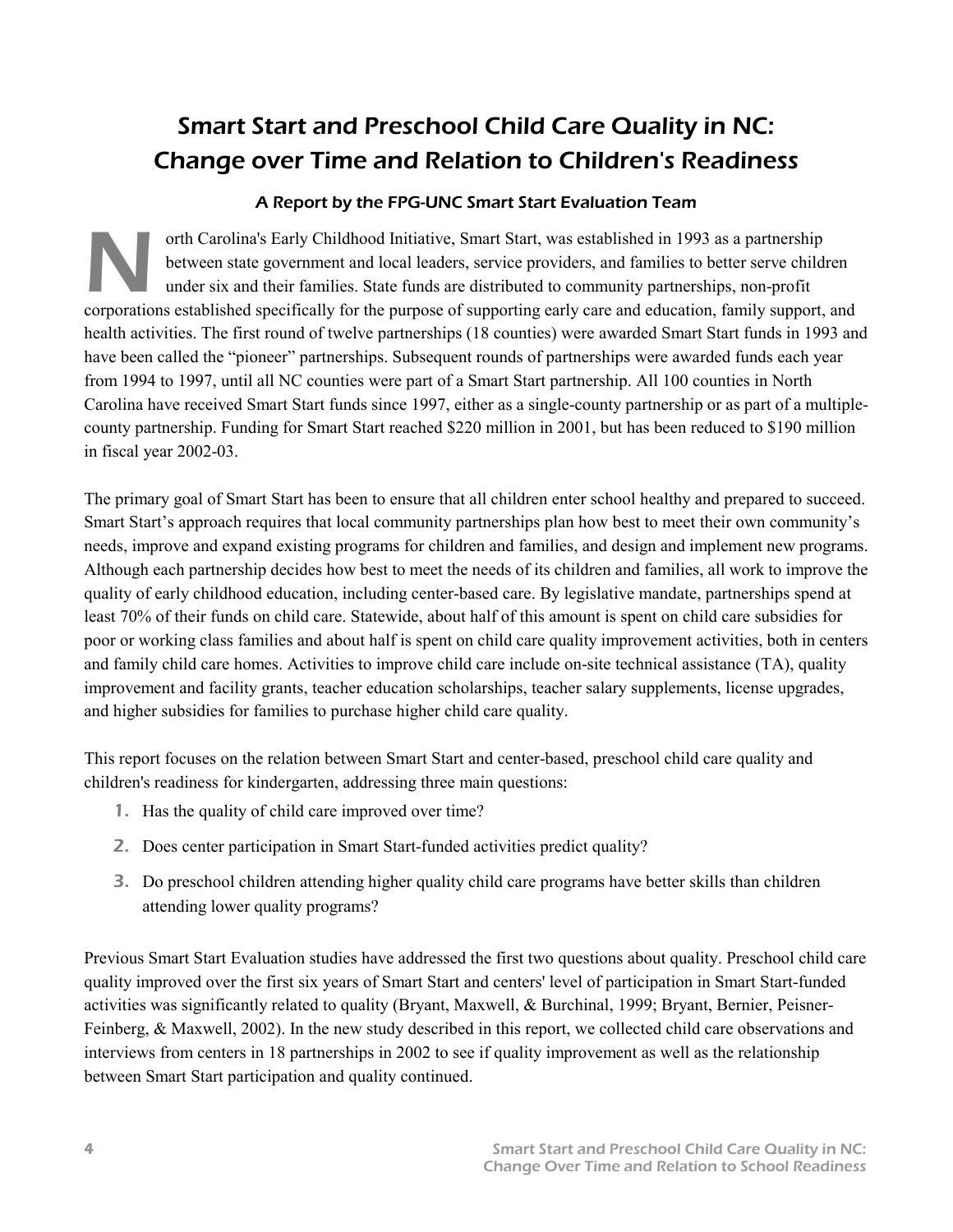# Smart Start and Preschool Child Care Quality in NC: Change over Time and Relation to Children's Readiness

### A Report by the FPG-UNC Smart Start Evaluation Team

North Carolina's Early Childhood Initiative, Smart Start, was established in 1993 as a partnership between state government and local leaders, service providers, and families to better serve children under six and their families. State funds are distributed to community partnerships, non-profit corporations established specifically for the purpose of supporting early care and education, family support, and health activities. The first round of twelve partnerships (18 counties) were awarded Smart Start funds in 1993 and have been called the "pioneer" partnerships. Subsequent rounds of partnerships were awarded funds each year from 1994 to 1997, until all NC counties were part of a Smart Start partnership. All 100 counties in North Carolina have received Smart Start funds since 1997, either as a single-county partnership or as part of a multiple-county partnership. Funding for Smart Start reached $220 million in 2001, but has been reduced to $190 million in fiscal year 2002-03.

The primary goal of Smart Start has been to ensure that all children enter school healthy and prepared to succeed. Smart Start's approach requires that local community partnerships plan how best to meet their own community's needs, improve and expand existing programs for children and families, and design and implement new programs. Although each partnership decides how best to meet the needs of its children and families, all work to improve the quality of early childhood education, including center-based care. By legislative mandate, partnerships spend at least 70% of their funds on child care. Statewide, about half of this amount is spent on child care subsidies for poor or working class families and about half is spent on child care quality improvement activities, both in centers and family child care homes. Activities to improve child care include on-site technical assistance (TA), quality improvement and facility grants, teacher education scholarships, teacher salary supplements, license upgrades, and higher subsidies for families to purchase higher child care quality.

This report focuses on the relation between Smart Start and center-based, preschool child care quality and children's readiness for kindergarten, addressing three main questions:

1. Has the quality of child care improved over time?
2. Does center participation in Smart Start-funded activities predict quality?
3. Do preschool children attending higher quality child care programs have better skills than children attending lower quality programs?

Previous Smart Start Evaluation studies have addressed the first two questions about quality. Preschool child care quality improved over the first six years of Smart Start and centers' level of participation in Smart Start-funded activities was significantly related to quality (Bryant, Maxwell, & Burchinal, 1999; Bryant, Bernier, Peisner-Feinberg, & Maxwell, 2002). In the new study described in this report, we collected child care observations and interviews from centers in 18 partnerships in 2002 to see if quality improvement as well as the relationship between Smart Start participation and quality continued.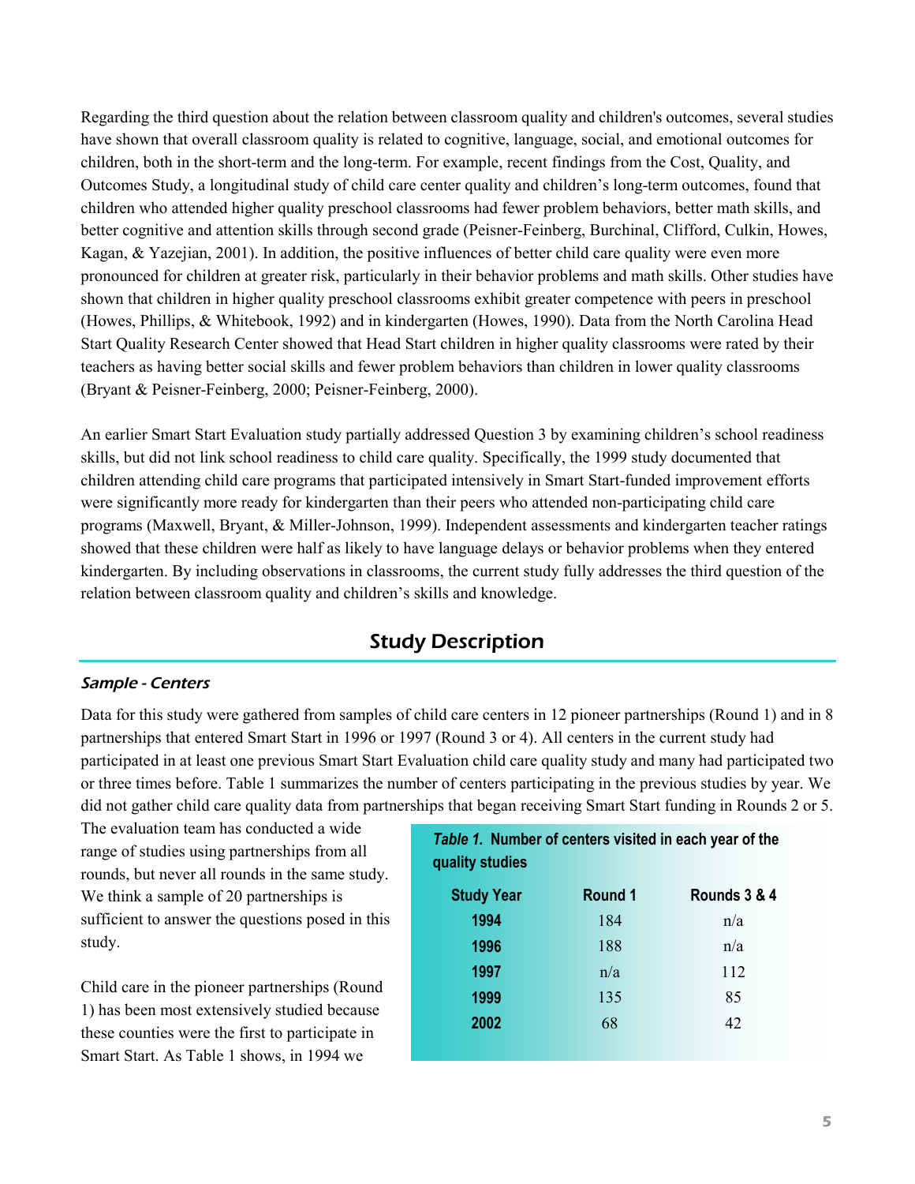Regarding the third question about the relation between classroom quality and children's outcomes, several studies have shown that overall classroom quality is related to cognitive, language, social, and emotional outcomes for children, both in the short-term and the long-term. For example, recent findings from the Cost, Quality, and Outcomes Study, a longitudinal study of child care center quality and children's long-term outcomes, found that children who attended higher quality preschool classrooms had fewer problem behaviors, better math skills, and better cognitive and attention skills through second grade (Peisner-Feinberg, Burchinal, Clifford, Culkin, Howes, Kagan, & Yazejian, 2001). In addition, the positive influences of better child care quality were even more pronounced for children at greater risk, particularly in their behavior problems and math skills. Other studies have shown that children in higher quality preschool classrooms exhibit greater competence with peers in preschool (Howes, Phillips, & Whitebook, 1992) and in kindergarten (Howes, 1990). Data from the North Carolina Head Start Quality Research Center showed that Head Start children in higher quality classrooms were rated by their teachers as having better social skills and fewer problem behaviors than children in lower quality classrooms (Bryant & Peisner-Feinberg, 2000; Peisner-Feinberg, 2000).

An earlier Smart Start Evaluation study partially addressed Question 3 by examining children's school readiness skills, but did not link school readiness to child care quality. Specifically, the 1999 study documented that children attending child care programs that participated intensively in Smart Start-funded improvement efforts were significantly more ready for kindergarten than their peers who attended non-participating child care programs (Maxwell, Bryant, & Miller-Johnson, 1999). Independent assessments and kindergarten teacher ratings showed that these children were half as likely to have language delays or behavior problems when they entered kindergarten. By including observations in classrooms, the current study fully addresses the third question of the relation between classroom quality and children's skills and knowledge.

## Study Description

### *Sample - Centers*

Data for this study were gathered from samples of child care centers in 12 pioneer partnerships (Round 1) and in 8 partnerships that entered Smart Start in 1996 or 1997 (Round 3 or 4). All centers in the current study had participated in at least one previous Smart Start Evaluation child care quality study and many had participated two or three times before. Table 1 summarizes the number of centers participating in the previous studies by year. We did not gather child care quality data from partnerships that began receiving Smart Start funding in Rounds 2 or 5. The evaluation team has conducted a wide range of studies using partnerships from all rounds, but never all rounds in the same study. We think a sample of 20 partnerships is sufficient to answer the questions posed in this study.

***Table 1.*** **Number of centers visited in each year of the quality studies**

| Study Year | Round 1 | Rounds 3 & 4 |
|---|---|---|
| 1994 | 184 | n/a |
| 1996 | 188 | n/a |
| 1997 | n/a | 112 |
| 1999 | 135 | 85 |
| 2002 | 68 | 42 |

Child care in the pioneer partnerships (Round 1) has been most extensively studied because these counties were the first to participate in Smart Start. As Table 1 shows, in 1994 we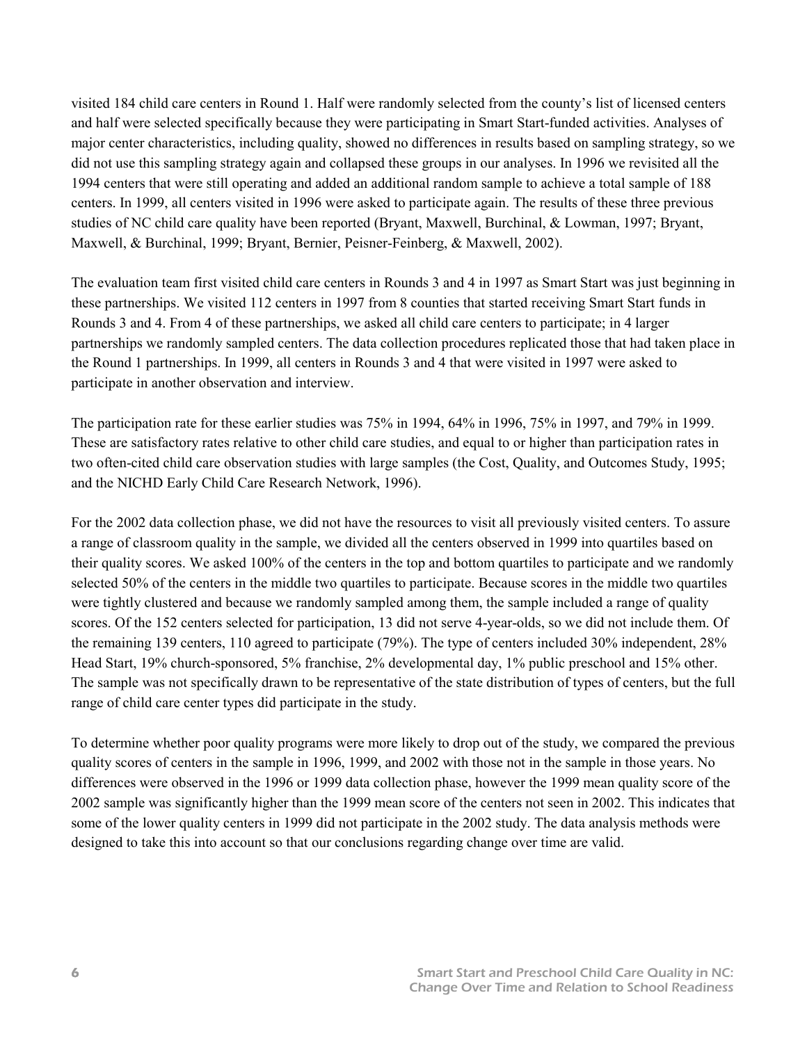visited 184 child care centers in Round 1. Half were randomly selected from the county's list of licensed centers and half were selected specifically because they were participating in Smart Start-funded activities. Analyses of major center characteristics, including quality, showed no differences in results based on sampling strategy, so we did not use this sampling strategy again and collapsed these groups in our analyses. In 1996 we revisited all the 1994 centers that were still operating and added an additional random sample to achieve a total sample of 188 centers. In 1999, all centers visited in 1996 were asked to participate again. The results of these three previous studies of NC child care quality have been reported (Bryant, Maxwell, Burchinal, & Lowman, 1997; Bryant, Maxwell, & Burchinal, 1999; Bryant, Bernier, Peisner-Feinberg, & Maxwell, 2002).

The evaluation team first visited child care centers in Rounds 3 and 4 in 1997 as Smart Start was just beginning in these partnerships. We visited 112 centers in 1997 from 8 counties that started receiving Smart Start funds in Rounds 3 and 4. From 4 of these partnerships, we asked all child care centers to participate; in 4 larger partnerships we randomly sampled centers. The data collection procedures replicated those that had taken place in the Round 1 partnerships. In 1999, all centers in Rounds 3 and 4 that were visited in 1997 were asked to participate in another observation and interview.

The participation rate for these earlier studies was 75% in 1994, 64% in 1996, 75% in 1997, and 79% in 1999. These are satisfactory rates relative to other child care studies, and equal to or higher than participation rates in two often-cited child care observation studies with large samples (the Cost, Quality, and Outcomes Study, 1995; and the NICHD Early Child Care Research Network, 1996).

For the 2002 data collection phase, we did not have the resources to visit all previously visited centers. To assure a range of classroom quality in the sample, we divided all the centers observed in 1999 into quartiles based on their quality scores. We asked 100% of the centers in the top and bottom quartiles to participate and we randomly selected 50% of the centers in the middle two quartiles to participate. Because scores in the middle two quartiles were tightly clustered and because we randomly sampled among them, the sample included a range of quality scores. Of the 152 centers selected for participation, 13 did not serve 4-year-olds, so we did not include them. Of the remaining 139 centers, 110 agreed to participate (79%). The type of centers included 30% independent, 28% Head Start, 19% church-sponsored, 5% franchise, 2% developmental day, 1% public preschool and 15% other. The sample was not specifically drawn to be representative of the state distribution of types of centers, but the full range of child care center types did participate in the study.

To determine whether poor quality programs were more likely to drop out of the study, we compared the previous quality scores of centers in the sample in 1996, 1999, and 2002 with those not in the sample in those years. No differences were observed in the 1996 or 1999 data collection phase, however the 1999 mean quality score of the 2002 sample was significantly higher than the 1999 mean score of the centers not seen in 2002. This indicates that some of the lower quality centers in 1999 did not participate in the 2002 study. The data analysis methods were designed to take this into account so that our conclusions regarding change over time are valid.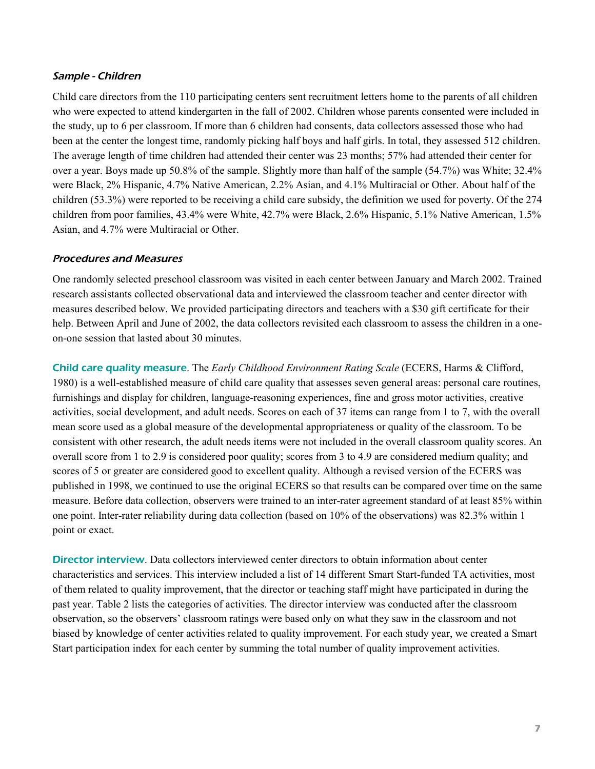### *Sample - Children*

Child care directors from the 110 participating centers sent recruitment letters home to the parents of all children who were expected to attend kindergarten in the fall of 2002. Children whose parents consented were included in the study, up to 6 per classroom. If more than 6 children had consents, data collectors assessed those who had been at the center the longest time, randomly picking half boys and half girls. In total, they assessed 512 children. The average length of time children had attended their center was 23 months; 57% had attended their center for over a year. Boys made up 50.8% of the sample. Slightly more than half of the sample (54.7%) was White; 32.4% were Black, 2% Hispanic, 4.7% Native American, 2.2% Asian, and 4.1% Multiracial or Other. About half of the children (53.3%) were reported to be receiving a child care subsidy, the definition we used for poverty. Of the 274 children from poor families, 43.4% were White, 42.7% were Black, 2.6% Hispanic, 5.1% Native American, 1.5% Asian, and 4.7% were Multiracial or Other.

### *Procedures and Measures*

One randomly selected preschool classroom was visited in each center between January and March 2002. Trained research assistants collected observational data and interviewed the classroom teacher and center director with measures described below. We provided participating directors and teachers with a $30 gift certificate for their help. Between April and June of 2002, the data collectors revisited each classroom to assess the children in a one-on-one session that lasted about 30 minutes.

**Child care quality measure**. The *Early Childhood Environment Rating Scale* (ECERS, Harms & Clifford, 1980) is a well-established measure of child care quality that assesses seven general areas: personal care routines, furnishings and display for children, language-reasoning experiences, fine and gross motor activities, creative activities, social development, and adult needs. Scores on each of 37 items can range from 1 to 7, with the overall mean score used as a global measure of the developmental appropriateness or quality of the classroom. To be consistent with other research, the adult needs items were not included in the overall classroom quality scores. An overall score from 1 to 2.9 is considered poor quality; scores from 3 to 4.9 are considered medium quality; and scores of 5 or greater are considered good to excellent quality. Although a revised version of the ECERS was published in 1998, we continued to use the original ECERS so that results can be compared over time on the same measure. Before data collection, observers were trained to an inter-rater agreement standard of at least 85% within one point. Inter-rater reliability during data collection (based on 10% of the observations) was 82.3% within 1 point or exact.

**Director interview**. Data collectors interviewed center directors to obtain information about center characteristics and services. This interview included a list of 14 different Smart Start-funded TA activities, most of them related to quality improvement, that the director or teaching staff might have participated in during the past year. Table 2 lists the categories of activities. The director interview was conducted after the classroom observation, so the observers' classroom ratings were based only on what they saw in the classroom and not biased by knowledge of center activities related to quality improvement. For each study year, we created a Smart Start participation index for each center by summing the total number of quality improvement activities.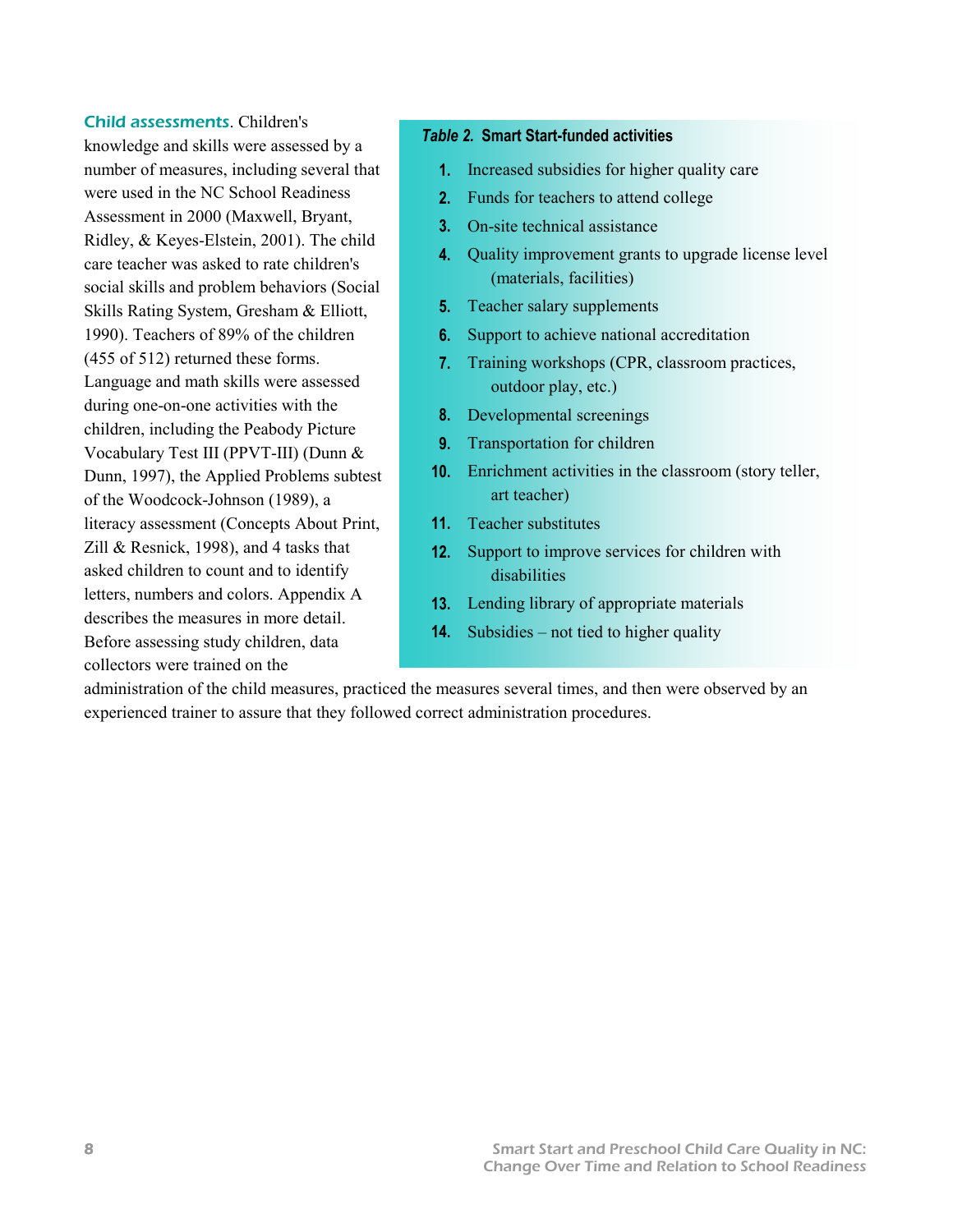**Child assessments**. Children's knowledge and skills were assessed by a number of measures, including several that were used in the NC School Readiness Assessment in 2000 (Maxwell, Bryant, Ridley, & Keyes-Elstein, 2001). The child care teacher was asked to rate children's social skills and problem behaviors (Social Skills Rating System, Gresham & Elliott, 1990). Teachers of 89% of the children (455 of 512) returned these forms. Language and math skills were assessed during one-on-one activities with the children, including the Peabody Picture Vocabulary Test III (PPVT-III) (Dunn & Dunn, 1997), the Applied Problems subtest of the Woodcock-Johnson (1989), a literacy assessment (Concepts About Print, Zill & Resnick, 1998), and 4 tasks that asked children to count and to identify letters, numbers and colors. Appendix A describes the measures in more detail. Before assessing study children, data collectors were trained on the administration of the child measures, practiced the measures several times, and then were observed by an experienced trainer to assure that they followed correct administration procedures.

***Table 2.* Smart Start-funded activities**

1. Increased subsidies for higher quality care
2. Funds for teachers to attend college
3. On-site technical assistance
4. Quality improvement grants to upgrade license level (materials, facilities)
5. Teacher salary supplements
6. Support to achieve national accreditation
7. Training workshops (CPR, classroom practices, outdoor play, etc.)
8. Developmental screenings
9. Transportation for children
10. Enrichment activities in the classroom (story teller, art teacher)
11. Teacher substitutes
12. Support to improve services for children with disabilities
13. Lending library of appropriate materials
14. Subsidies – not tied to higher quality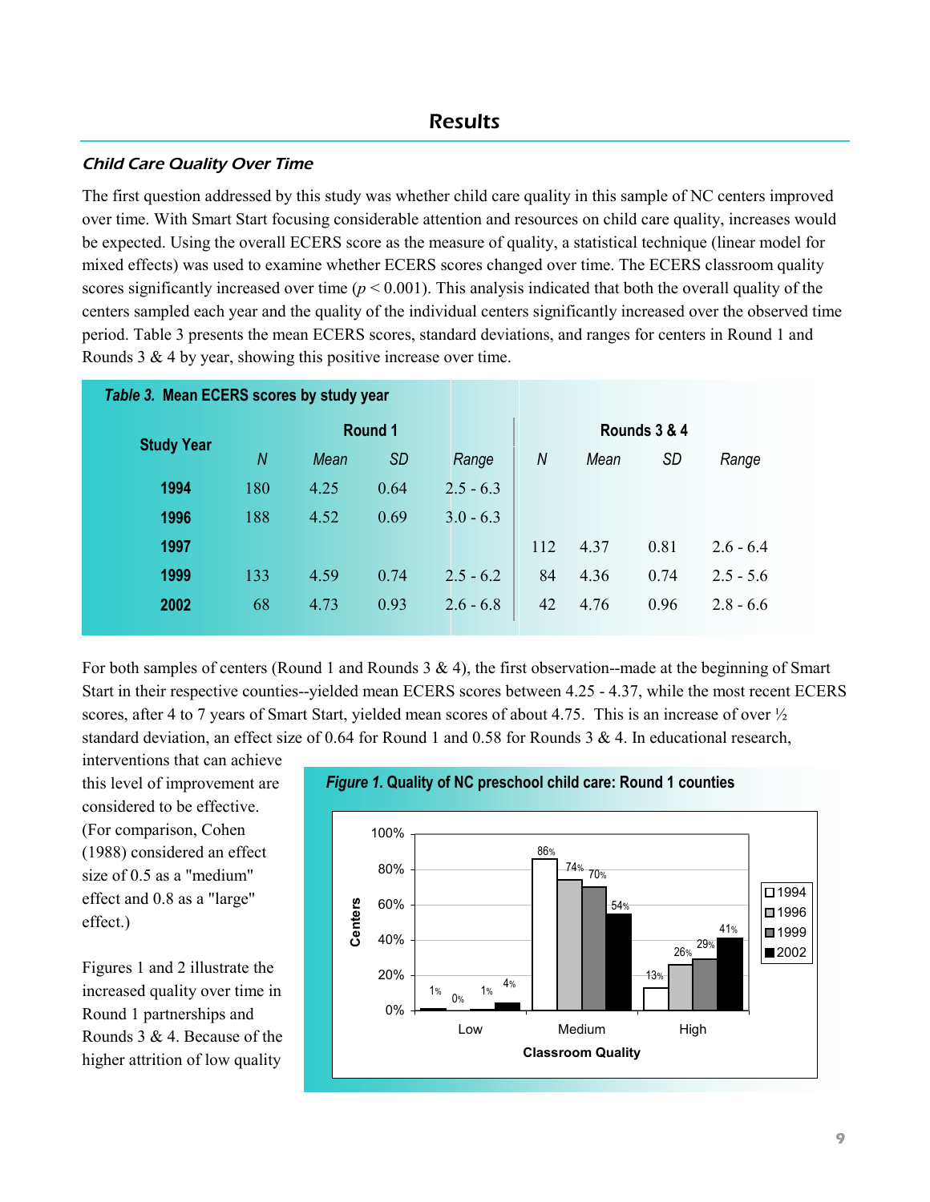# Results

### *Child Care Quality Over Time*

The first question addressed by this study was whether child care quality in this sample of NC centers improved over time. With Smart Start focusing considerable attention and resources on child care quality, increases would be expected. Using the overall ECERS score as the measure of quality, a statistical technique (linear model for mixed effects) was used to examine whether ECERS scores changed over time. The ECERS classroom quality scores significantly increased over time ($p < 0.001$). This analysis indicated that both the overall quality of the centers sampled each year and the quality of the individual centers significantly increased over the observed time period. Table 3 presents the mean ECERS scores, standard deviations, and ranges for centers in Round 1 and Rounds 3 & 4 by year, showing this positive increase over time.

*Table 3.* **Mean ECERS scores by study year**

| Study Year | Round 1 | | | | Rounds 3 & 4 | | | |
|---|---|---|---|---|---|---|---|---|
| | *N* | *Mean* | *SD* | *Range* | *N* | *Mean* | *SD* | *Range* |
| **1994** | 180 | 4.25 | 0.64 | 2.5 - 6.3 | | | | |
| **1996** | 188 | 4.52 | 0.69 | 3.0 - 6.3 | | | | |
| **1997** | | | | | 112 | 4.37 | 0.81 | 2.6 - 6.4 |
| **1999** | 133 | 4.59 | 0.74 | 2.5 - 6.2 | 84 | 4.36 | 0.74 | 2.5 - 5.6 |
| **2002** | 68 | 4.73 | 0.93 | 2.6 - 6.8 | 42 | 4.76 | 0.96 | 2.8 - 6.6 |

For both samples of centers (Round 1 and Rounds 3 & 4), the first observation--made at the beginning of Smart Start in their respective counties--yielded mean ECERS scores between 4.25 - 4.37, while the most recent ECERS scores, after 4 to 7 years of Smart Start, yielded mean scores of about 4.75. This is an increase of over ½ standard deviation, an effect size of 0.64 for Round 1 and 0.58 for Rounds 3 & 4. In educational research, interventions that can achieve this level of improvement are considered to be effective. (For comparison, Cohen (1988) considered an effect size of 0.5 as a "medium" effect and 0.8 as a "large" effect.)

*Figure 1.* **Quality of NC preschool child care: Round 1 counties**

| Classroom Quality | 1994 | 1996 | 1999 | 2002 |
|---|---|---|---|---|
| Low | 1% | 0% | 1% | 4% |
| Medium | 86% | 74% | 70% | 54% |
| High | 13% | 26% | 29% | 41% |

Figures 1 and 2 illustrate the increased quality over time in Round 1 partnerships and Rounds 3 & 4. Because of the higher attrition of low quality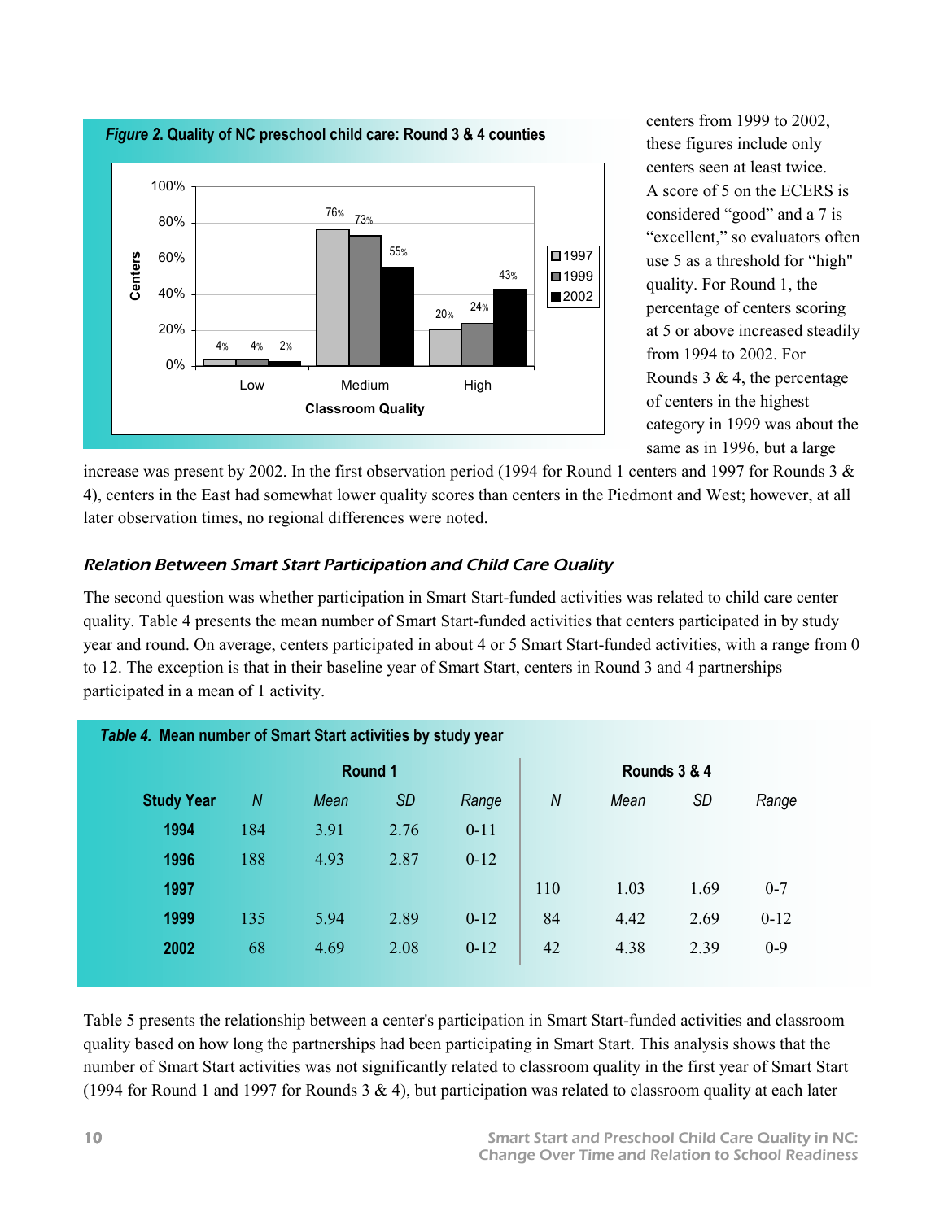*Figure 2.* **Quality of NC preschool child care: Round 3 & 4 counties**

| Classroom Quality | 1997 | 1999 | 2002 |
|---|---|---|---|
| Low | 4% | 4% | 2% |
| Medium | 76% | 73% | 55% |
| High | 20% | 24% | 43% |

centers from 1999 to 2002, these figures include only centers seen at least twice. A score of 5 on the ECERS is considered "good" and a 7 is "excellent," so evaluators often use 5 as a threshold for "high" quality. For Round 1, the percentage of centers scoring at 5 or above increased steadily from 1994 to 2002. For Rounds 3 & 4, the percentage of centers in the highest category in 1999 was about the same as in 1996, but a large increase was present by 2002. In the first observation period (1994 for Round 1 centers and 1997 for Rounds 3 & 4), centers in the East had somewhat lower quality scores than centers in the Piedmont and West; however, at all later observation times, no regional differences were noted.

### *Relation Between Smart Start Participation and Child Care Quality*

The second question was whether participation in Smart Start-funded activities was related to child care center quality. Table 4 presents the mean number of Smart Start-funded activities that centers participated in by study year and round. On average, centers participated in about 4 or 5 Smart Start-funded activities, with a range from 0 to 12. The exception is that in their baseline year of Smart Start, centers in Round 3 and 4 partnerships participated in a mean of 1 activity.

*Table 4.* **Mean number of Smart Start activities by study year**

| | Round 1 | | | | Rounds 3 & 4 | | | |
|---|---|---|---|---|---|---|---|---|
| **Study Year** | *N* | *Mean* | *SD* | *Range* | *N* | *Mean* | *SD* | *Range* |
| **1994** | 184 | 3.91 | 2.76 | 0-11 | | | | |
| **1996** | 188 | 4.93 | 2.87 | 0-12 | | | | |
| **1997** | | | | | 110 | 1.03 | 1.69 | 0-7 |
| **1999** | 135 | 5.94 | 2.89 | 0-12 | 84 | 4.42 | 2.69 | 0-12 |
| **2002** | 68 | 4.69 | 2.08 | 0-12 | 42 | 4.38 | 2.39 | 0-9 |

Table 5 presents the relationship between a center's participation in Smart Start-funded activities and classroom quality based on how long the partnerships had been participating in Smart Start. This analysis shows that the number of Smart Start activities was not significantly related to classroom quality in the first year of Smart Start (1994 for Round 1 and 1997 for Rounds 3 & 4), but participation was related to classroom quality at each later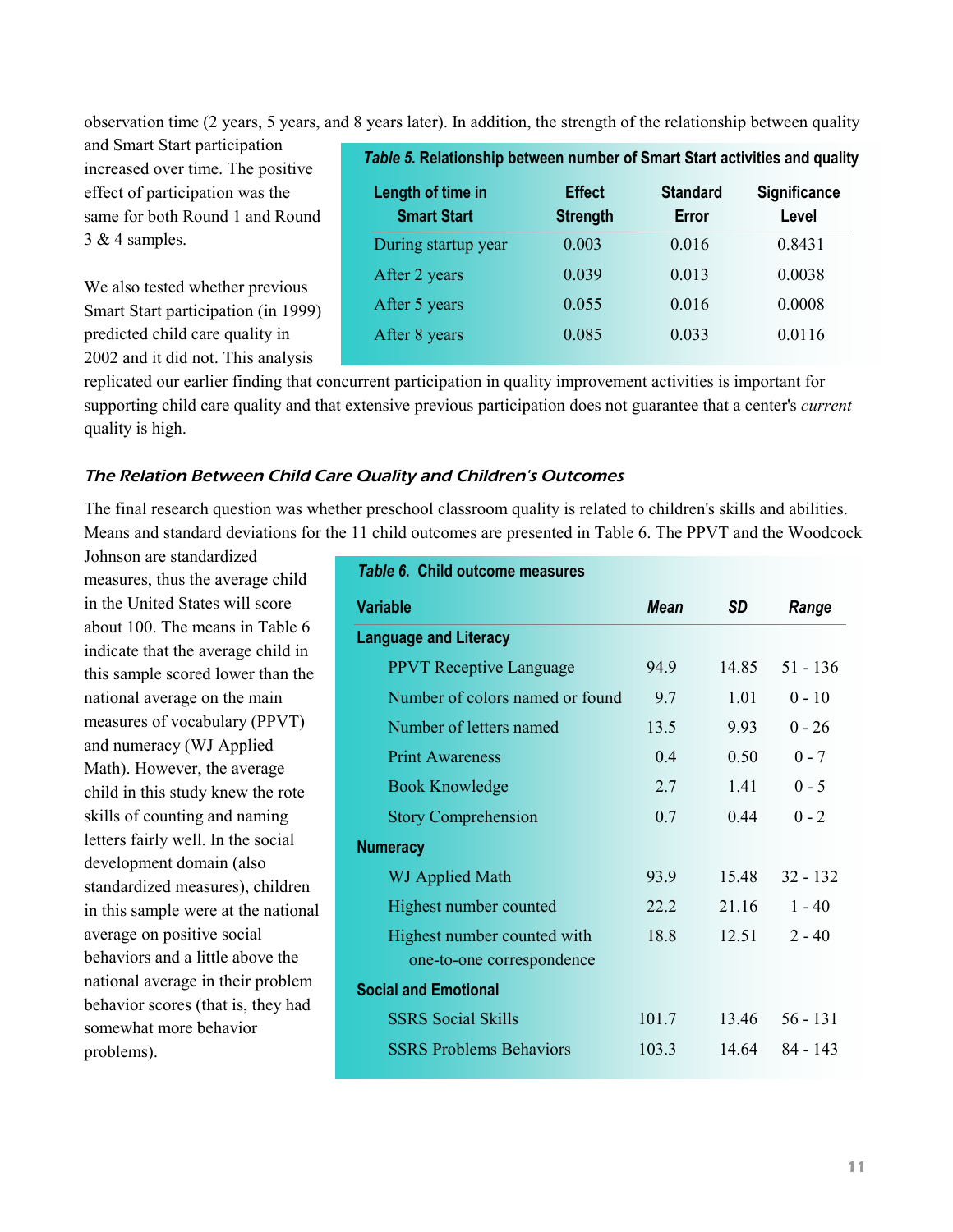observation time (2 years, 5 years, and 8 years later). In addition, the strength of the relationship between quality and Smart Start participation increased over time. The positive effect of participation was the same for both Round 1 and Round 3 & 4 samples.

*Table 5.* **Relationship between number of Smart Start activities and quality**

| Length of time in Smart Start | Effect Strength | Standard Error | Significance Level |
|---|---|---|---|
| During startup year | 0.003 | 0.016 | 0.8431 |
| After 2 years | 0.039 | 0.013 | 0.0038 |
| After 5 years | 0.055 | 0.016 | 0.0008 |
| After 8 years | 0.085 | 0.033 | 0.0116 |

We also tested whether previous Smart Start participation (in 1999) predicted child care quality in 2002 and it did not. This analysis replicated our earlier finding that concurrent participation in quality improvement activities is important for supporting child care quality and that extensive previous participation does not guarantee that a center's *current* quality is high.

### *The Relation Between Child Care Quality and Children's Outcomes*

The final research question was whether preschool classroom quality is related to children's skills and abilities. Means and standard deviations for the 11 child outcomes are presented in Table 6. The PPVT and the Woodcock Johnson are standardized measures, thus the average child in the United States will score about 100. The means in Table 6 indicate that the average child in this sample scored lower than the national average on the main measures of vocabulary (PPVT) and numeracy (WJ Applied Math). However, the average child in this study knew the rote skills of counting and naming letters fairly well. In the social development domain (also standardized measures), children in this sample were at the national average on positive social behaviors and a little above the national average in their problem behavior scores (that is, they had somewhat more behavior problems).

*Table 6.* **Child outcome measures**

| Variable | *Mean* | *SD* | *Range* |
|---|---|---|---|
| **Language and Literacy** | | | |
| PPVT Receptive Language | 94.9 | 14.85 | 51 - 136 |
| Number of colors named or found | 9.7 | 1.01 | 0 - 10 |
| Number of letters named | 13.5 | 9.93 | 0 - 26 |
| Print Awareness | 0.4 | 0.50 | 0 - 7 |
| Book Knowledge | 2.7 | 1.41 | 0 - 5 |
| Story Comprehension | 0.7 | 0.44 | 0 - 2 |
| **Numeracy** | | | |
| WJ Applied Math | 93.9 | 15.48 | 32 - 132 |
| Highest number counted | 22.2 | 21.16 | 1 - 40 |
| Highest number counted with one-to-one correspondence | 18.8 | 12.51 | 2 - 40 |
| **Social and Emotional** | | | |
| SSRS Social Skills | 101.7 | 13.46 | 56 - 131 |
| SSRS Problems Behaviors | 103.3 | 14.64 | 84 - 143 |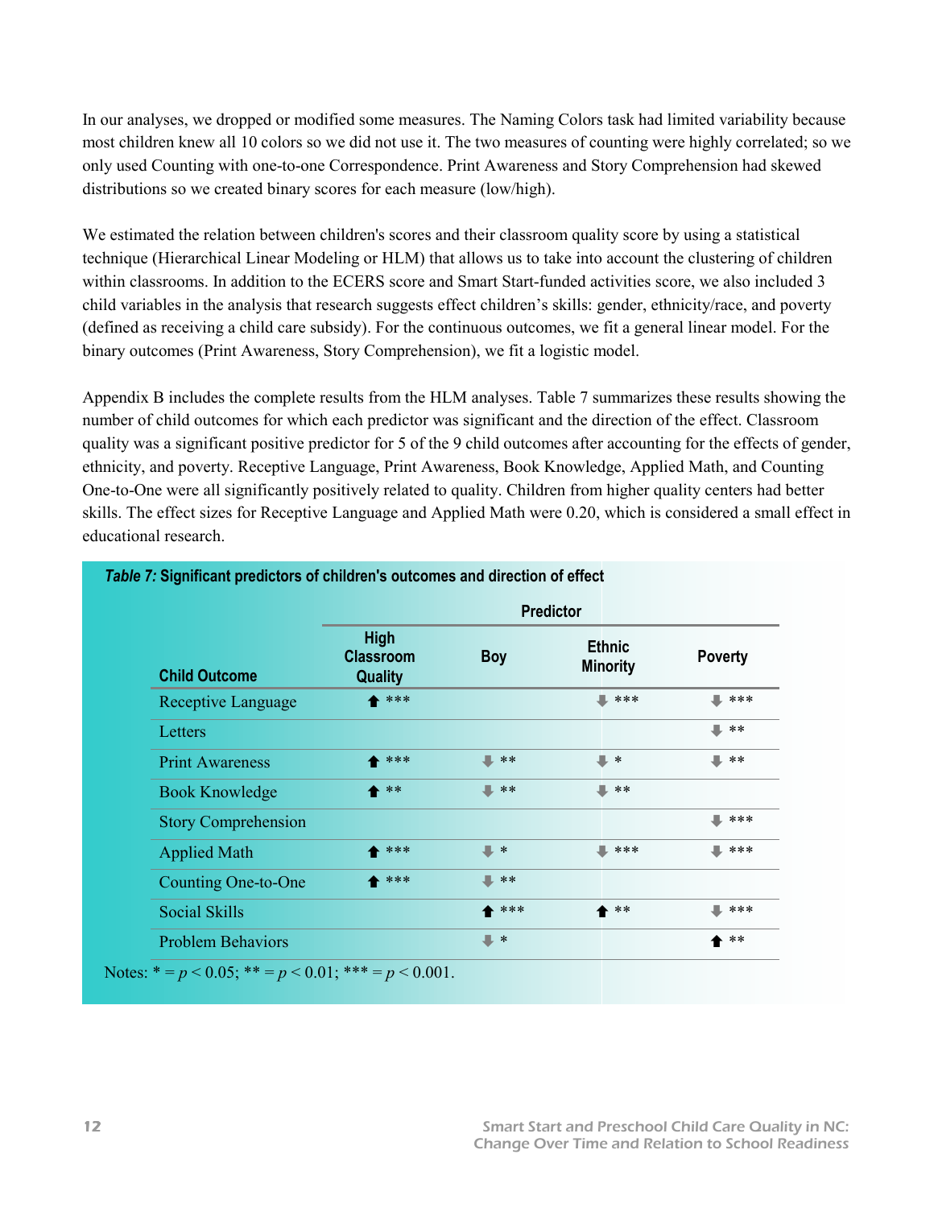In our analyses, we dropped or modified some measures. The Naming Colors task had limited variability because most children knew all 10 colors so we did not use it. The two measures of counting were highly correlated; so we only used Counting with one-to-one Correspondence. Print Awareness and Story Comprehension had skewed distributions so we created binary scores for each measure (low/high).

We estimated the relation between children's scores and their classroom quality score by using a statistical technique (Hierarchical Linear Modeling or HLM) that allows us to take into account the clustering of children within classrooms. In addition to the ECERS score and Smart Start-funded activities score, we also included 3 child variables in the analysis that research suggests effect children's skills: gender, ethnicity/race, and poverty (defined as receiving a child care subsidy). For the continuous outcomes, we fit a general linear model. For the binary outcomes (Print Awareness, Story Comprehension), we fit a logistic model.

Appendix B includes the complete results from the HLM analyses. Table 7 summarizes these results showing the number of child outcomes for which each predictor was significant and the direction of the effect. Classroom quality was a significant positive predictor for 5 of the 9 child outcomes after accounting for the effects of gender, ethnicity, and poverty. Receptive Language, Print Awareness, Book Knowledge, Applied Math, and Counting One-to-One were all significantly positively related to quality. Children from higher quality centers had better skills. The effect sizes for Receptive Language and Applied Math were 0.20, which is considered a small effect in educational research.

***Table 7:* Significant predictors of children's outcomes and direction of effect**

| | Predictor | | | |
|---|---|---|---|---|
| **Child Outcome** | **High Classroom Quality** | **Boy** | **Ethnic Minority** | **Poverty** |
| Receptive Language | ↑ *** | | ↓ *** | ↓ *** |
| Letters | | | | ↓ ** |
| Print Awareness | ↑ *** | ↓ ** | ↓ * | ↓ ** |
| Book Knowledge | ↑ ** | ↓ ** | ↓ ** | |
| Story Comprehension | | | | ↓ *** |
| Applied Math | ↑ *** | ↓ * | ↓ *** | ↓ *** |
| Counting One-to-One | ↑ *** | ↓ ** | | |
| Social Skills | | ↑ *** | ↑ ** | ↓ *** |
| Problem Behaviors | | ↓ * | | ↑ ** |

Notes: * = $p < 0.05$; ** = $p < 0.01$; *** = $p < 0.001$.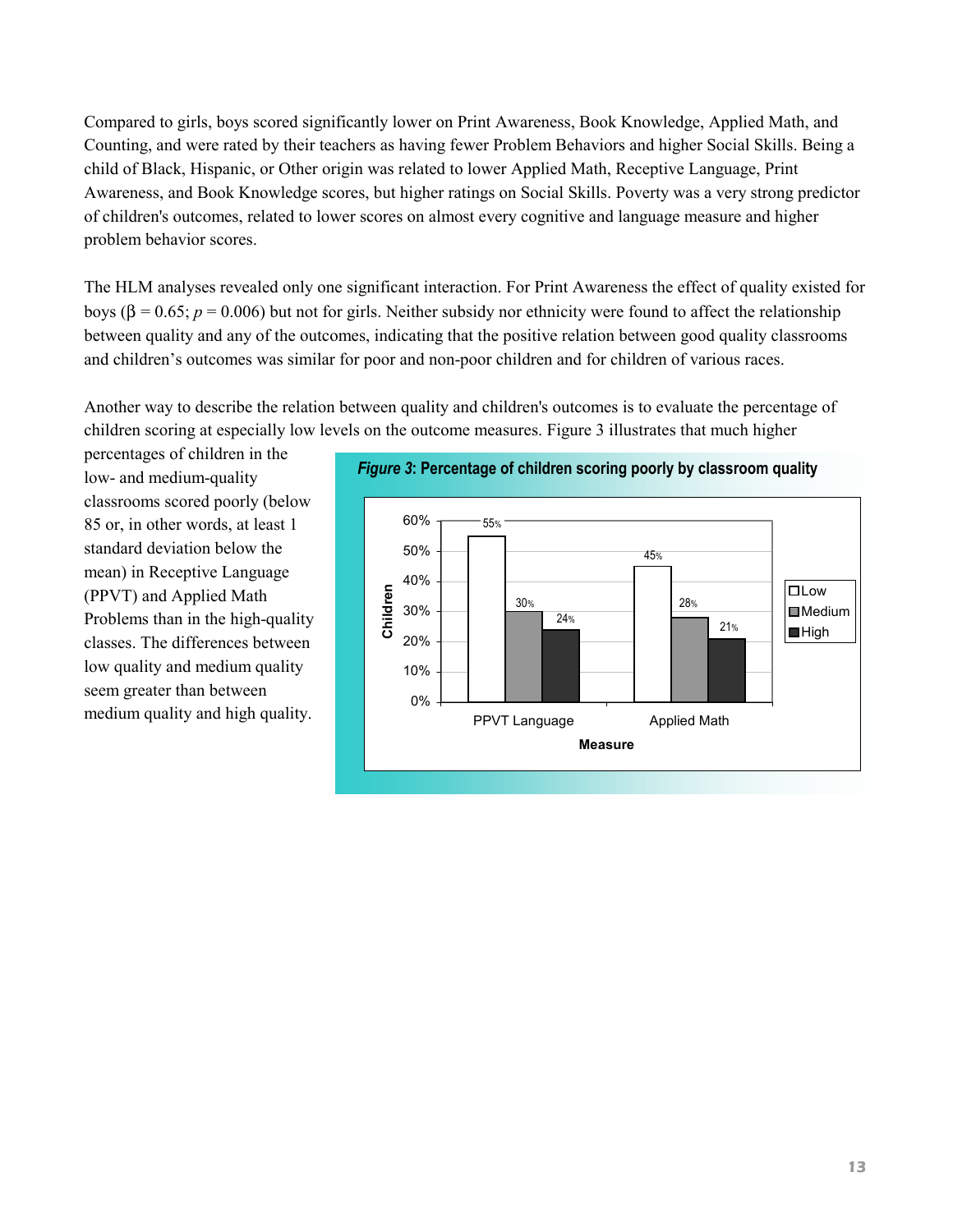Compared to girls, boys scored significantly lower on Print Awareness, Book Knowledge, Applied Math, and Counting, and were rated by their teachers as having fewer Problem Behaviors and higher Social Skills. Being a child of Black, Hispanic, or Other origin was related to lower Applied Math, Receptive Language, Print Awareness, and Book Knowledge scores, but higher ratings on Social Skills. Poverty was a very strong predictor of children's outcomes, related to lower scores on almost every cognitive and language measure and higher problem behavior scores.

The HLM analyses revealed only one significant interaction. For Print Awareness the effect of quality existed for boys ($\beta = 0.65$; $p = 0.006$) but not for girls. Neither subsidy nor ethnicity were found to affect the relationship between quality and any of the outcomes, indicating that the positive relation between good quality classrooms and children's outcomes was similar for poor and non-poor children and for children of various races.

Another way to describe the relation between quality and children's outcomes is to evaluate the percentage of children scoring at especially low levels on the outcome measures. Figure 3 illustrates that much higher percentages of children in the low- and medium-quality classrooms scored poorly (below 85 or, in other words, at least 1 standard deviation below the mean) in Receptive Language (PPVT) and Applied Math Problems than in the high-quality classes. The differences between low quality and medium quality seem greater than between medium quality and high quality.

***Figure 3*: Percentage of children scoring poorly by classroom quality**

| Measure | Low | Medium | High |
|---|---|---|---|
| PPVT Language | 55% | 30% | 24% |
| Applied Math | 45% | 28% | 21% |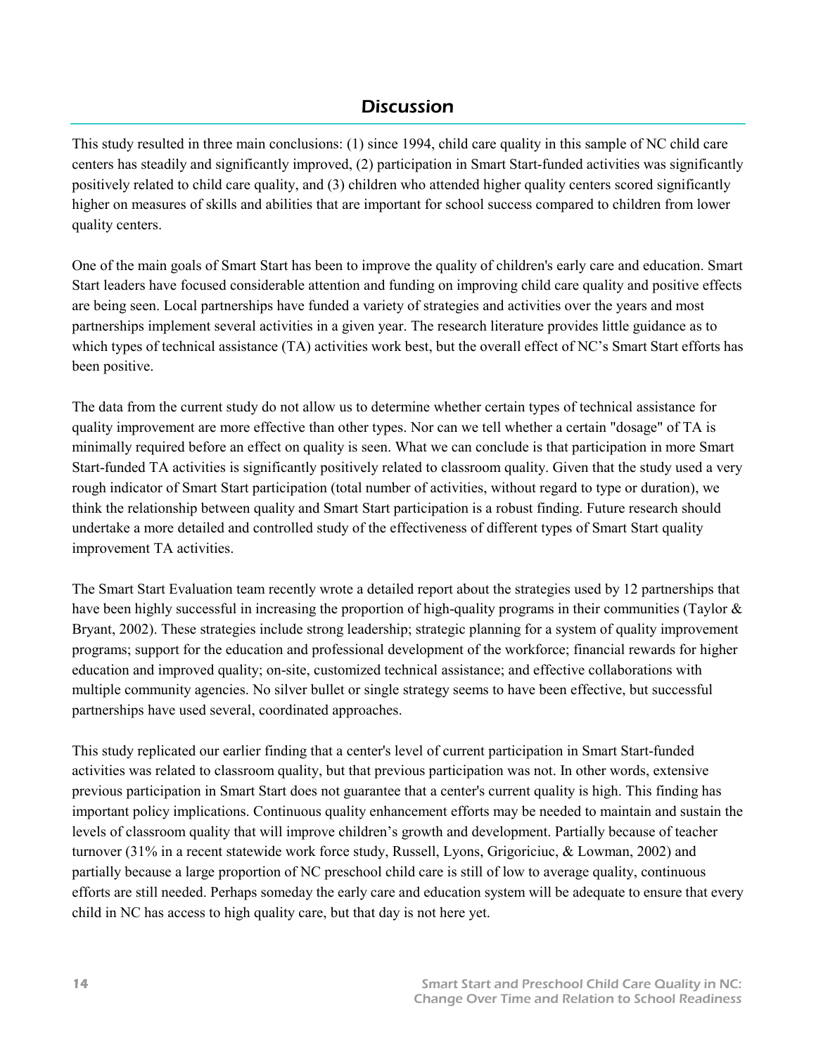## Discussion

This study resulted in three main conclusions: (1) since 1994, child care quality in this sample of NC child care centers has steadily and significantly improved, (2) participation in Smart Start-funded activities was significantly positively related to child care quality, and (3) children who attended higher quality centers scored significantly higher on measures of skills and abilities that are important for school success compared to children from lower quality centers.

One of the main goals of Smart Start has been to improve the quality of children's early care and education. Smart Start leaders have focused considerable attention and funding on improving child care quality and positive effects are being seen. Local partnerships have funded a variety of strategies and activities over the years and most partnerships implement several activities in a given year. The research literature provides little guidance as to which types of technical assistance (TA) activities work best, but the overall effect of NC's Smart Start efforts has been positive.

The data from the current study do not allow us to determine whether certain types of technical assistance for quality improvement are more effective than other types. Nor can we tell whether a certain "dosage" of TA is minimally required before an effect on quality is seen. What we can conclude is that participation in more Smart Start-funded TA activities is significantly positively related to classroom quality. Given that the study used a very rough indicator of Smart Start participation (total number of activities, without regard to type or duration), we think the relationship between quality and Smart Start participation is a robust finding. Future research should undertake a more detailed and controlled study of the effectiveness of different types of Smart Start quality improvement TA activities.

The Smart Start Evaluation team recently wrote a detailed report about the strategies used by 12 partnerships that have been highly successful in increasing the proportion of high-quality programs in their communities (Taylor & Bryant, 2002). These strategies include strong leadership; strategic planning for a system of quality improvement programs; support for the education and professional development of the workforce; financial rewards for higher education and improved quality; on-site, customized technical assistance; and effective collaborations with multiple community agencies. No silver bullet or single strategy seems to have been effective, but successful partnerships have used several, coordinated approaches.

This study replicated our earlier finding that a center's level of current participation in Smart Start-funded activities was related to classroom quality, but that previous participation was not. In other words, extensive previous participation in Smart Start does not guarantee that a center's current quality is high. This finding has important policy implications. Continuous quality enhancement efforts may be needed to maintain and sustain the levels of classroom quality that will improve children's growth and development. Partially because of teacher turnover (31% in a recent statewide work force study, Russell, Lyons, Grigoriciuc, & Lowman, 2002) and partially because a large proportion of NC preschool child care is still of low to average quality, continuous efforts are still needed. Perhaps someday the early care and education system will be adequate to ensure that every child in NC has access to high quality care, but that day is not here yet.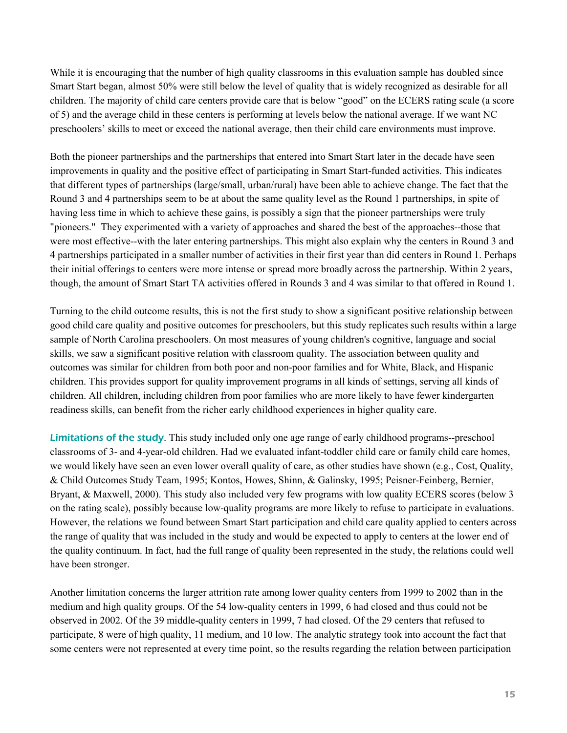While it is encouraging that the number of high quality classrooms in this evaluation sample has doubled since Smart Start began, almost 50% were still below the level of quality that is widely recognized as desirable for all children. The majority of child care centers provide care that is below “good” on the ECERS rating scale (a score of 5) and the average child in these centers is performing at levels below the national average. If we want NC preschoolers’ skills to meet or exceed the national average, then their child care environments must improve.

Both the pioneer partnerships and the partnerships that entered into Smart Start later in the decade have seen improvements in quality and the positive effect of participating in Smart Start-funded activities. This indicates that different types of partnerships (large/small, urban/rural) have been able to achieve change. The fact that the Round 3 and 4 partnerships seem to be at about the same quality level as the Round 1 partnerships, in spite of having less time in which to achieve these gains, is possibly a sign that the pioneer partnerships were truly "pioneers." They experimented with a variety of approaches and shared the best of the approaches--those that were most effective--with the later entering partnerships. This might also explain why the centers in Round 3 and 4 partnerships participated in a smaller number of activities in their first year than did centers in Round 1. Perhaps their initial offerings to centers were more intense or spread more broadly across the partnership. Within 2 years, though, the amount of Smart Start TA activities offered in Rounds 3 and 4 was similar to that offered in Round 1.

Turning to the child outcome results, this is not the first study to show a significant positive relationship between good child care quality and positive outcomes for preschoolers, but this study replicates such results within a large sample of North Carolina preschoolers. On most measures of young children's cognitive, language and social skills, we saw a significant positive relation with classroom quality. The association between quality and outcomes was similar for children from both poor and non-poor families and for White, Black, and Hispanic children. This provides support for quality improvement programs in all kinds of settings, serving all kinds of children. All children, including children from poor families who are more likely to have fewer kindergarten readiness skills, can benefit from the richer early childhood experiences in higher quality care.

***Limitations of the study***. This study included only one age range of early childhood programs--preschool classrooms of 3- and 4-year-old children. Had we evaluated infant-toddler child care or family child care homes, we would likely have seen an even lower overall quality of care, as other studies have shown (e.g., Cost, Quality, & Child Outcomes Study Team, 1995; Kontos, Howes, Shinn, & Galinsky, 1995; Peisner-Feinberg, Bernier, Bryant, & Maxwell, 2000). This study also included very few programs with low quality ECERS scores (below 3 on the rating scale), possibly because low-quality programs are more likely to refuse to participate in evaluations. However, the relations we found between Smart Start participation and child care quality applied to centers across the range of quality that was included in the study and would be expected to apply to centers at the lower end of the quality continuum. In fact, had the full range of quality been represented in the study, the relations could well have been stronger.

Another limitation concerns the larger attrition rate among lower quality centers from 1999 to 2002 than in the medium and high quality groups. Of the 54 low-quality centers in 1999, 6 had closed and thus could not be observed in 2002. Of the 39 middle-quality centers in 1999, 7 had closed. Of the 29 centers that refused to participate, 8 were of high quality, 11 medium, and 10 low. The analytic strategy took into account the fact that some centers were not represented at every time point, so the results regarding the relation between participation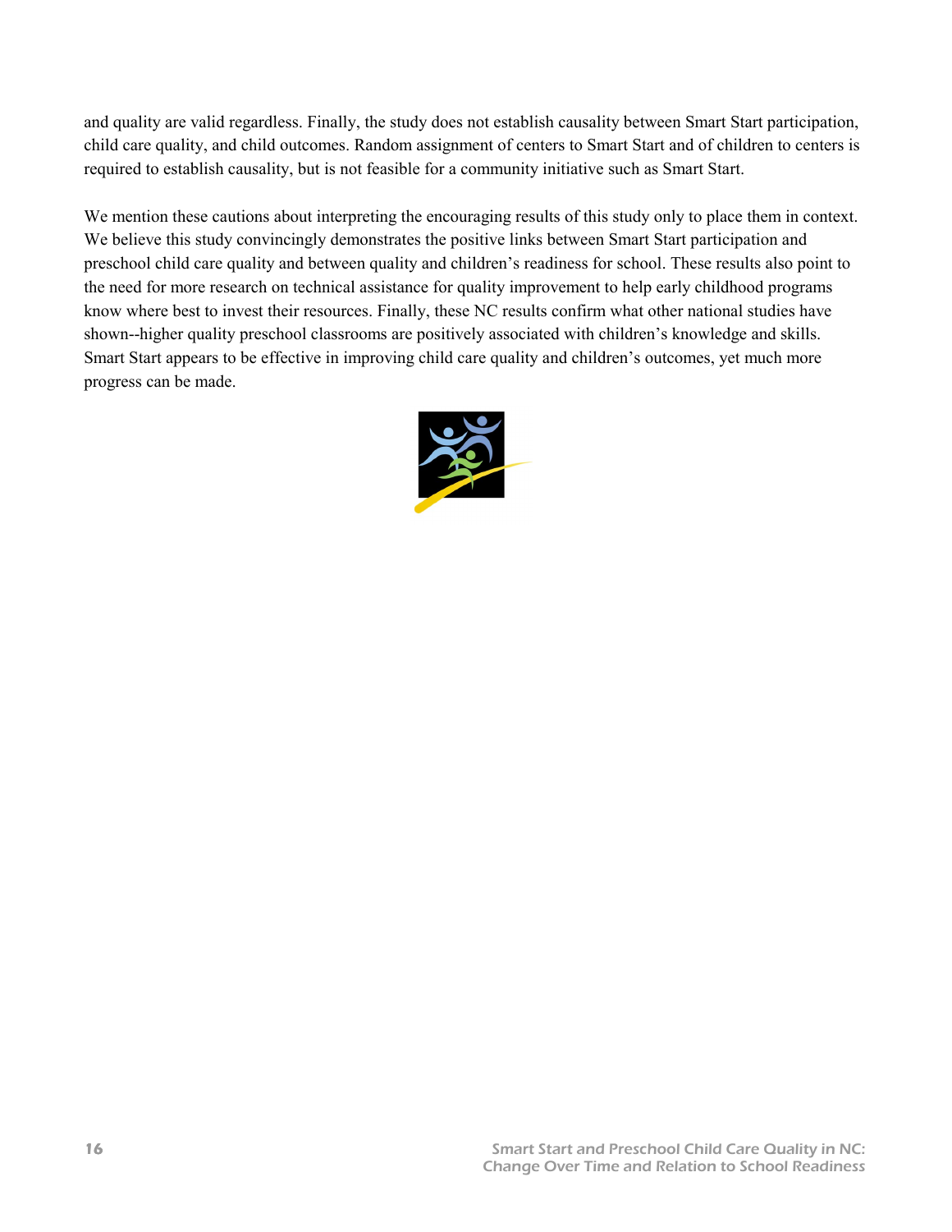and quality are valid regardless. Finally, the study does not establish causality between Smart Start participation, child care quality, and child outcomes. Random assignment of centers to Smart Start and of children to centers is required to establish causality, but is not feasible for a community initiative such as Smart Start.

We mention these cautions about interpreting the encouraging results of this study only to place them in context. We believe this study convincingly demonstrates the positive links between Smart Start participation and preschool child care quality and between quality and children's readiness for school. These results also point to the need for more research on technical assistance for quality improvement to help early childhood programs know where best to invest their resources. Finally, these NC results confirm what other national studies have shown--higher quality preschool classrooms are positively associated with children's knowledge and skills. Smart Start appears to be effective in improving child care quality and children's outcomes, yet much more progress can be made.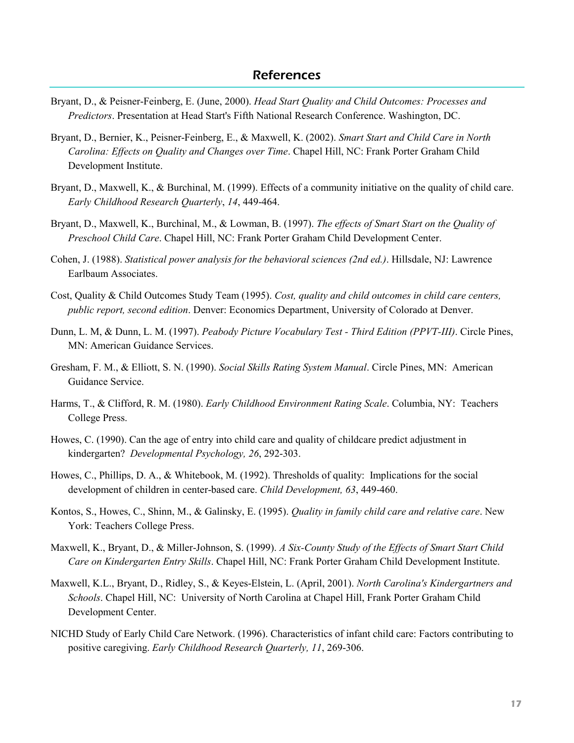## References

Bryant, D., & Peisner-Feinberg, E. (June, 2000). *Head Start Quality and Child Outcomes: Processes and Predictors*. Presentation at Head Start's Fifth National Research Conference. Washington, DC.

Bryant, D., Bernier, K., Peisner-Feinberg, E., & Maxwell, K. (2002). *Smart Start and Child Care in North Carolina: Effects on Quality and Changes over Time*. Chapel Hill, NC: Frank Porter Graham Child Development Institute.

Bryant, D., Maxwell, K., & Burchinal, M. (1999). Effects of a community initiative on the quality of child care. *Early Childhood Research Quarterly*, *14*, 449-464.

Bryant, D., Maxwell, K., Burchinal, M., & Lowman, B. (1997). *The effects of Smart Start on the Quality of Preschool Child Care*. Chapel Hill, NC: Frank Porter Graham Child Development Center.

Cohen, J. (1988). *Statistical power analysis for the behavioral sciences (2nd ed.)*. Hillsdale, NJ: Lawrence Earlbaum Associates.

Cost, Quality & Child Outcomes Study Team (1995). *Cost, quality and child outcomes in child care centers, public report, second edition*. Denver: Economics Department, University of Colorado at Denver.

Dunn, L. M, & Dunn, L. M. (1997). *Peabody Picture Vocabulary Test - Third Edition (PPVT-III)*. Circle Pines, MN: American Guidance Services.

Gresham, F. M., & Elliott, S. N. (1990). *Social Skills Rating System Manual*. Circle Pines, MN: American Guidance Service.

Harms, T., & Clifford, R. M. (1980). *Early Childhood Environment Rating Scale*. Columbia, NY: Teachers College Press.

Howes, C. (1990). Can the age of entry into child care and quality of childcare predict adjustment in kindergarten? *Developmental Psychology, 26*, 292-303.

Howes, C., Phillips, D. A., & Whitebook, M. (1992). Thresholds of quality: Implications for the social development of children in center-based care. *Child Development, 63*, 449-460.

Kontos, S., Howes, C., Shinn, M., & Galinsky, E. (1995). *Quality in family child care and relative care*. New York: Teachers College Press.

Maxwell, K., Bryant, D., & Miller-Johnson, S. (1999). *A Six-County Study of the Effects of Smart Start Child Care on Kindergarten Entry Skills*. Chapel Hill, NC: Frank Porter Graham Child Development Institute.

Maxwell, K.L., Bryant, D., Ridley, S., & Keyes-Elstein, L. (April, 2001). *North Carolina's Kindergartners and Schools*. Chapel Hill, NC: University of North Carolina at Chapel Hill, Frank Porter Graham Child Development Center.

NICHD Study of Early Child Care Network. (1996). Characteristics of infant child care: Factors contributing to positive caregiving. *Early Childhood Research Quarterly, 11*, 269-306.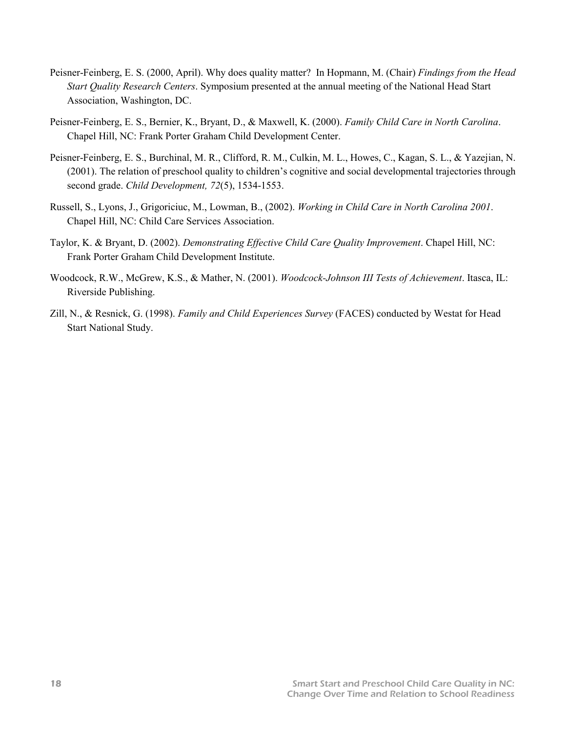Peisner-Feinberg, E. S. (2000, April). Why does quality matter? In Hopmann, M. (Chair) *Findings from the Head Start Quality Research Centers*. Symposium presented at the annual meeting of the National Head Start Association, Washington, DC.

Peisner-Feinberg, E. S., Bernier, K., Bryant, D., & Maxwell, K. (2000). *Family Child Care in North Carolina*. Chapel Hill, NC: Frank Porter Graham Child Development Center.

Peisner-Feinberg, E. S., Burchinal, M. R., Clifford, R. M., Culkin, M. L., Howes, C., Kagan, S. L., & Yazejian, N. (2001). The relation of preschool quality to children's cognitive and social developmental trajectories through second grade. *Child Development, 72*(5), 1534-1553.

Russell, S., Lyons, J., Grigoriciuc, M., Lowman, B., (2002). *Working in Child Care in North Carolina 2001*. Chapel Hill, NC: Child Care Services Association.

Taylor, K. & Bryant, D. (2002). *Demonstrating Effective Child Care Quality Improvement*. Chapel Hill, NC: Frank Porter Graham Child Development Institute.

Woodcock, R.W., McGrew, K.S., & Mather, N. (2001). *Woodcock-Johnson III Tests of Achievement*. Itasca, IL: Riverside Publishing.

Zill, N., & Resnick, G. (1998). *Family and Child Experiences Survey* (FACES) conducted by Westat for Head Start National Study.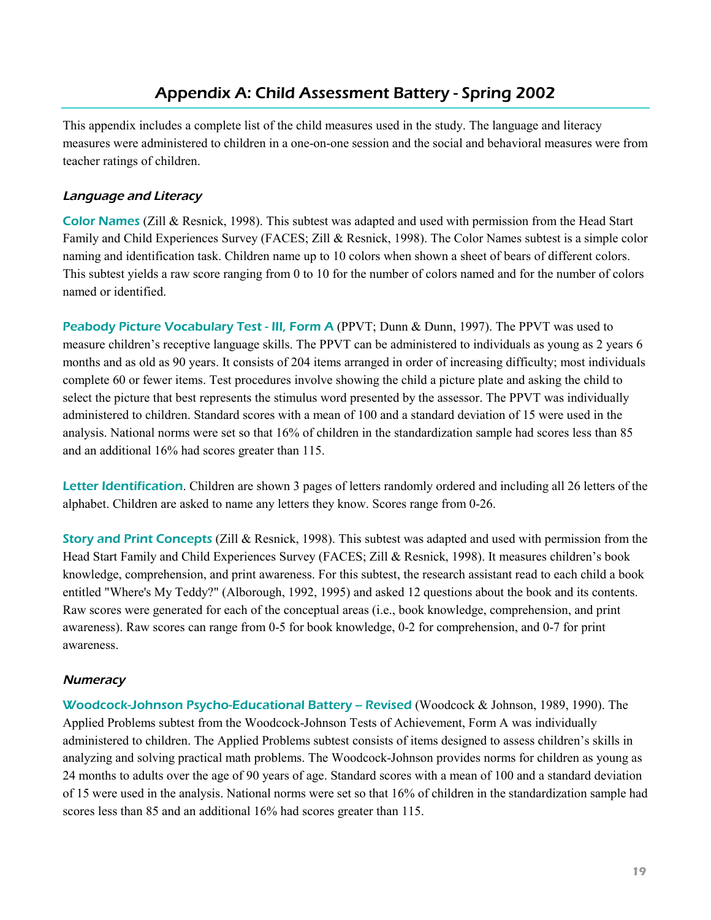## Appendix A: Child Assessment Battery - Spring 2002

This appendix includes a complete list of the child measures used in the study. The language and literacy measures were administered to children in a one-on-one session and the social and behavioral measures were from teacher ratings of children.

### *Language and Literacy*

**Color Names** (Zill & Resnick, 1998). This subtest was adapted and used with permission from the Head Start Family and Child Experiences Survey (FACES; Zill & Resnick, 1998). The Color Names subtest is a simple color naming and identification task. Children name up to 10 colors when shown a sheet of bears of different colors. This subtest yields a raw score ranging from 0 to 10 for the number of colors named and for the number of colors named or identified.

**Peabody Picture Vocabulary Test - III, Form A** (PPVT; Dunn & Dunn, 1997). The PPVT was used to measure children's receptive language skills. The PPVT can be administered to individuals as young as 2 years 6 months and as old as 90 years. It consists of 204 items arranged in order of increasing difficulty; most individuals complete 60 or fewer items. Test procedures involve showing the child a picture plate and asking the child to select the picture that best represents the stimulus word presented by the assessor. The PPVT was individually administered to children. Standard scores with a mean of 100 and a standard deviation of 15 were used in the analysis. National norms were set so that 16% of children in the standardization sample had scores less than 85 and an additional 16% had scores greater than 115.

**Letter Identification**. Children are shown 3 pages of letters randomly ordered and including all 26 letters of the alphabet. Children are asked to name any letters they know. Scores range from 0-26.

**Story and Print Concepts** (Zill & Resnick, 1998). This subtest was adapted and used with permission from the Head Start Family and Child Experiences Survey (FACES; Zill & Resnick, 1998). It measures children's book knowledge, comprehension, and print awareness. For this subtest, the research assistant read to each child a book entitled "Where's My Teddy?" (Alborough, 1992, 1995) and asked 12 questions about the book and its contents. Raw scores were generated for each of the conceptual areas (i.e., book knowledge, comprehension, and print awareness). Raw scores can range from 0-5 for book knowledge, 0-2 for comprehension, and 0-7 for print awareness.

### *Numeracy*

**Woodcock-Johnson Psycho-Educational Battery – Revised** (Woodcock & Johnson, 1989, 1990). The Applied Problems subtest from the Woodcock-Johnson Tests of Achievement, Form A was individually administered to children. The Applied Problems subtest consists of items designed to assess children's skills in analyzing and solving practical math problems. The Woodcock-Johnson provides norms for children as young as 24 months to adults over the age of 90 years of age. Standard scores with a mean of 100 and a standard deviation of 15 were used in the analysis. National norms were set so that 16% of children in the standardization sample had scores less than 85 and an additional 16% had scores greater than 115.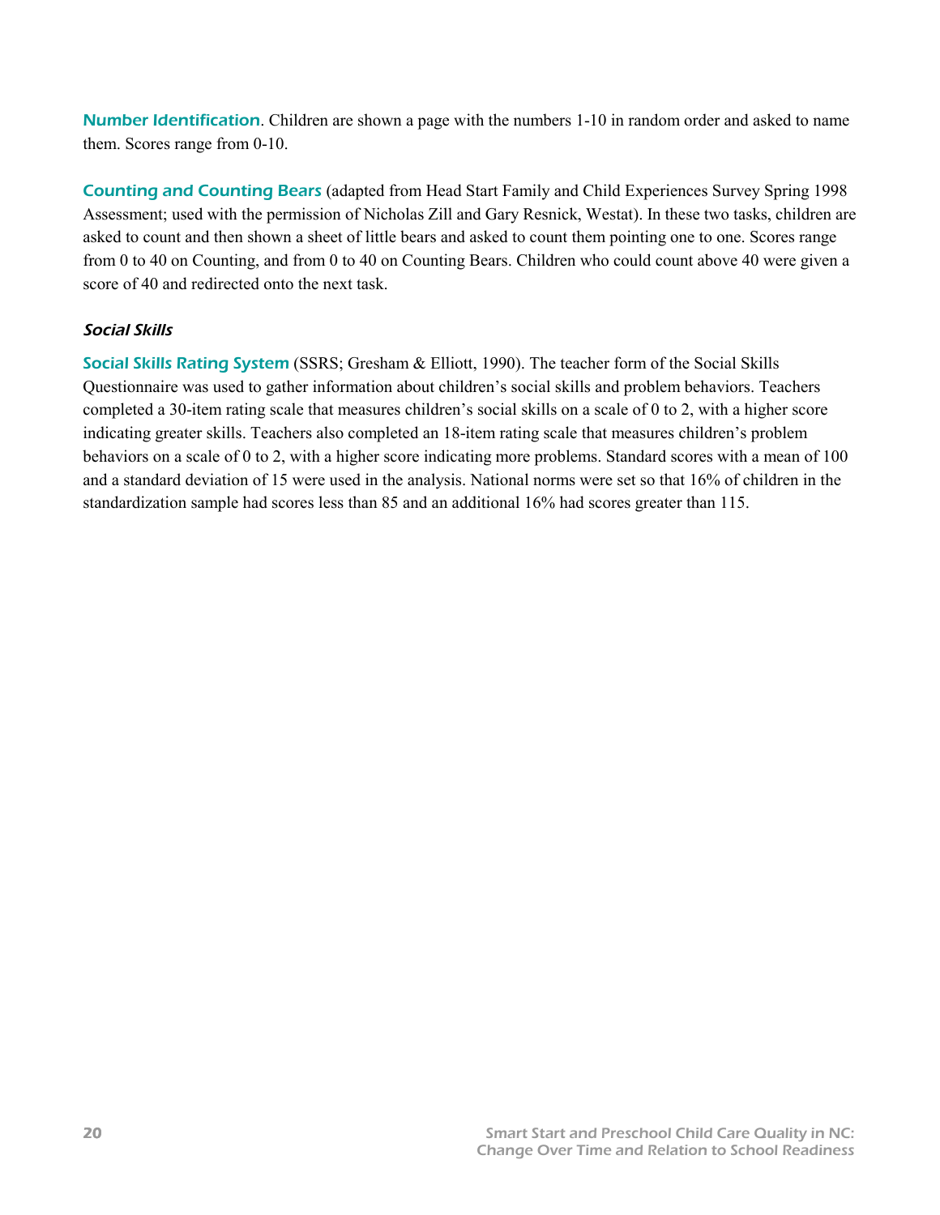**Number Identification**. Children are shown a page with the numbers 1-10 in random order and asked to name them. Scores range from 0-10.

**Counting and Counting Bears** (adapted from Head Start Family and Child Experiences Survey Spring 1998 Assessment; used with the permission of Nicholas Zill and Gary Resnick, Westat). In these two tasks, children are asked to count and then shown a sheet of little bears and asked to count them pointing one to one. Scores range from 0 to 40 on Counting, and from 0 to 40 on Counting Bears. Children who could count above 40 were given a score of 40 and redirected onto the next task.

### *Social Skills*

**Social Skills Rating System** (SSRS; Gresham & Elliott, 1990). The teacher form of the Social Skills Questionnaire was used to gather information about children's social skills and problem behaviors. Teachers completed a 30-item rating scale that measures children's social skills on a scale of 0 to 2, with a higher score indicating greater skills. Teachers also completed an 18-item rating scale that measures children's problem behaviors on a scale of 0 to 2, with a higher score indicating more problems. Standard scores with a mean of 100 and a standard deviation of 15 were used in the analysis. National norms were set so that 16% of children in the standardization sample had scores less than 85 and an additional 16% had scores greater than 115.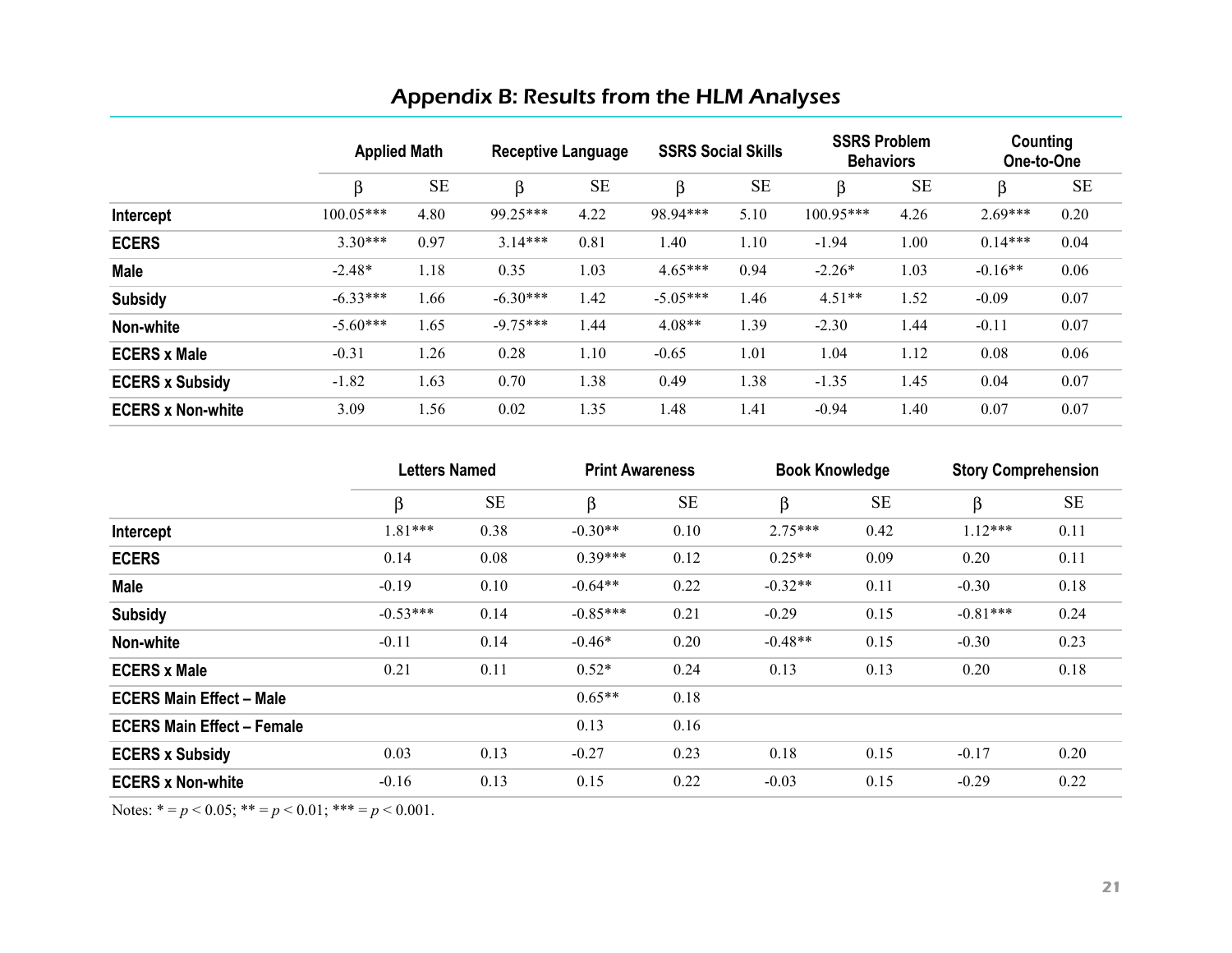## Appendix B: Results from the HLM Analyses

| | Applied Math | | Receptive Language | | SSRS Social Skills | | SSRS Problem Behaviors | | Counting One-to-One | |
|---|---|---|---|---|---|---|---|---|---|---|
| | β | SE | β | SE | β | SE | β | SE | β | SE |
| **Intercept** | 100.05*** | 4.80 | 99.25*** | 4.22 | 98.94*** | 5.10 | 100.95*** | 4.26 | 2.69*** | 0.20 |
| **ECERS** | 3.30*** | 0.97 | 3.14*** | 0.81 | 1.40 | 1.10 | -1.94 | 1.00 | 0.14*** | 0.04 |
| **Male** | -2.48* | 1.18 | 0.35 | 1.03 | 4.65*** | 0.94 | -2.26* | 1.03 | -0.16** | 0.06 |
| **Subsidy** | -6.33*** | 1.66 | -6.30*** | 1.42 | -5.05*** | 1.46 | 4.51** | 1.52 | -0.09 | 0.07 |
| **Non-white** | -5.60*** | 1.65 | -9.75*** | 1.44 | 4.08** | 1.39 | -2.30 | 1.44 | -0.11 | 0.07 |
| **ECERS x Male** | -0.31 | 1.26 | 0.28 | 1.10 | -0.65 | 1.01 | 1.04 | 1.12 | 0.08 | 0.06 |
| **ECERS x Subsidy** | -1.82 | 1.63 | 0.70 | 1.38 | 0.49 | 1.38 | -1.35 | 1.45 | 0.04 | 0.07 |
| **ECERS x Non-white** | 3.09 | 1.56 | 0.02 | 1.35 | 1.48 | 1.41 | -0.94 | 1.40 | 0.07 | 0.07 |

| | Letters Named | | Print Awareness | | Book Knowledge | | Story Comprehension | |
|---|---|---|---|---|---|---|---|---|
| | β | SE | β | SE | β | SE | β | SE |
| **Intercept** | 1.81*** | 0.38 | -0.30** | 0.10 | 2.75*** | 0.42 | 1.12*** | 0.11 |
| **ECERS** | 0.14 | 0.08 | 0.39*** | 0.12 | 0.25** | 0.09 | 0.20 | 0.11 |
| **Male** | -0.19 | 0.10 | -0.64** | 0.22 | -0.32** | 0.11 | -0.30 | 0.18 |
| **Subsidy** | -0.53*** | 0.14 | -0.85*** | 0.21 | -0.29 | 0.15 | -0.81*** | 0.24 |
| **Non-white** | -0.11 | 0.14 | -0.46* | 0.20 | -0.48** | 0.15 | -0.30 | 0.23 |
| **ECERS x Male** | 0.21 | 0.11 | 0.52* | 0.24 | 0.13 | 0.13 | 0.20 | 0.18 |
| **ECERS Main Effect – Male** | | | 0.65** | 0.18 | | | | |
| **ECERS Main Effect – Female** | | | 0.13 | 0.16 | | | | |
| **ECERS x Subsidy** | 0.03 | 0.13 | -0.27 | 0.23 | 0.18 | 0.15 | -0.17 | 0.20 |
| **ECERS x Non-white** | -0.16 | 0.13 | 0.15 | 0.22 | -0.03 | 0.15 | -0.29 | 0.22 |

Notes: * = $p < 0.05$; ** = $p < 0.01$; *** = $p < 0.001$.